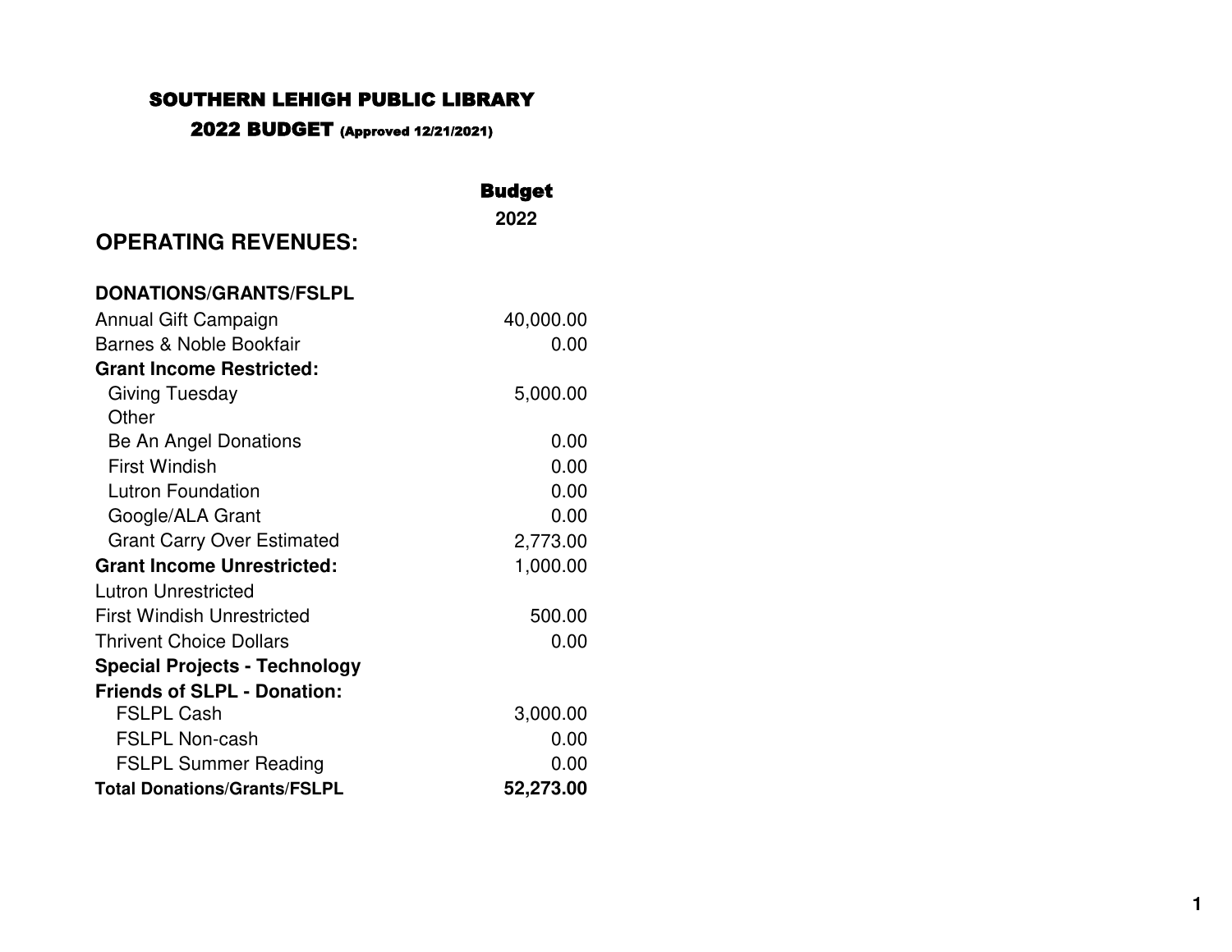# SOUTHERN LEHIGH PUBLIC LIBRARY

## 2022 BUDGET (Approved 12/21/2021)

| | Budget 2022 |
|---|---|
| **OPERATING REVENUES:** | |
| **DONATIONS/GRANTS/FSLPL** | |
| Annual Gift Campaign | 40,000.00 |
| Barnes & Noble Bookfair | 0.00 |
| **Grant Income Restricted:** | |
| Giving Tuesday | 5,000.00 |
| Other | |
| Be An Angel Donations | 0.00 |
| First Windish | 0.00 |
| Lutron Foundation | 0.00 |
| Google/ALA Grant | 0.00 |
| Grant Carry Over Estimated | 2,773.00 |
| **Grant Income Unrestricted:** | 1,000.00 |
| Lutron Unrestricted | |
| First Windish Unrestricted | 500.00 |
| Thrivent Choice Dollars | 0.00 |
| **Special Projects - Technology** | |
| **Friends of SLPL - Donation:** | |
| FSLPL Cash | 3,000.00 |
| FSLPL Non-cash | 0.00 |
| FSLPL Summer Reading | 0.00 |
| **Total Donations/Grants/FSLPL** | **52,273.00** |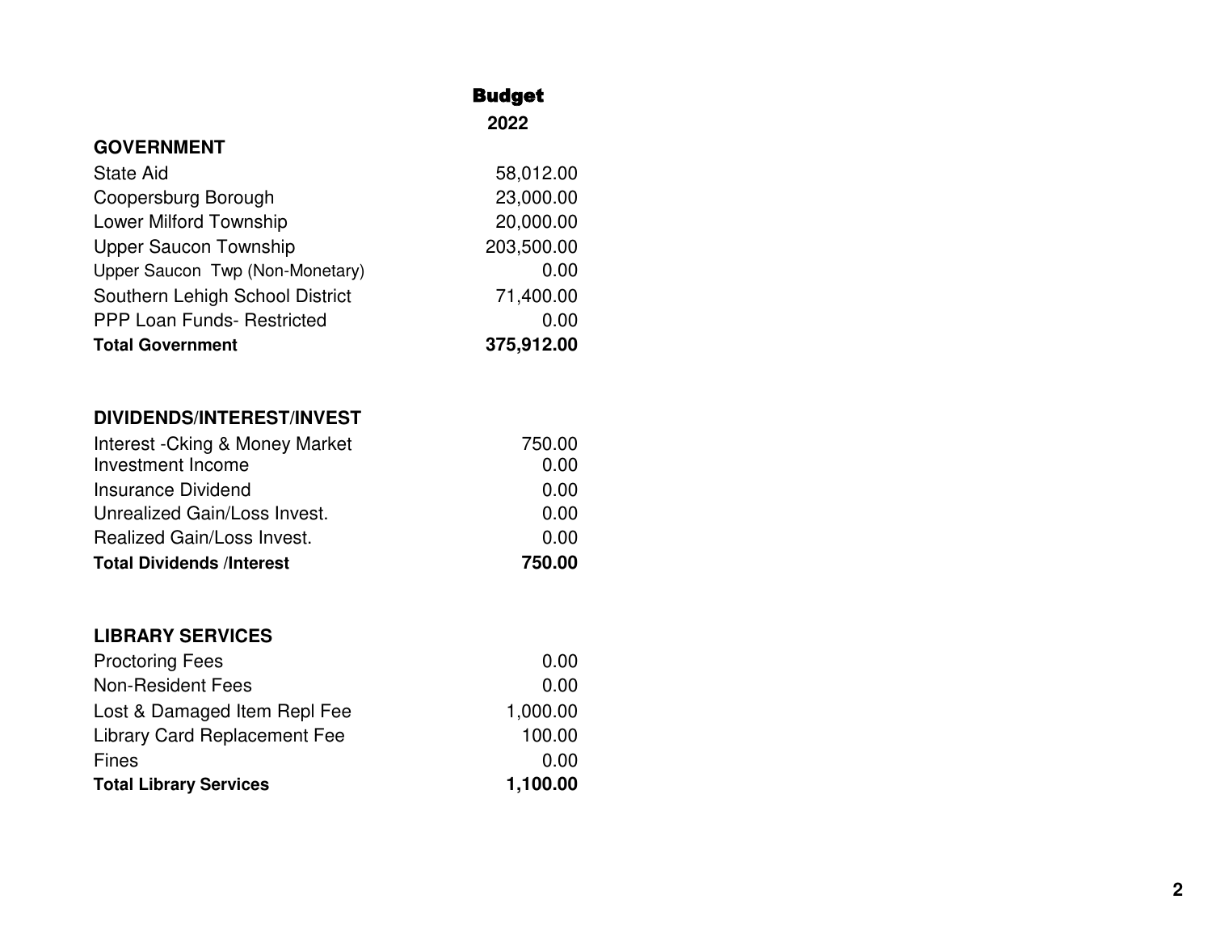| | Budget 2022 |
|---|---|
| **GOVERNMENT** | |
| State Aid | 58,012.00 |
| Coopersburg Borough | 23,000.00 |
| Lower Milford Township | 20,000.00 |
| Upper Saucon Township | 203,500.00 |
| Upper Saucon Twp (Non-Monetary) | 0.00 |
| Southern Lehigh School District | 71,400.00 |
| PPP Loan Funds- Restricted | 0.00 |
| **Total Government** | **375,912.00** |
| | |
| **DIVIDENDS/INTEREST/INVEST** | |
| Interest -Cking & Money Market | 750.00 |
| Investment Income | 0.00 |
| Insurance Dividend | 0.00 |
| Unrealized Gain/Loss Invest. | 0.00 |
| Realized Gain/Loss Invest. | 0.00 |
| **Total Dividends /Interest** | **750.00** |
| | |
| **LIBRARY SERVICES** | |
| Proctoring Fees | 0.00 |
| Non-Resident Fees | 0.00 |
| Lost & Damaged Item Repl Fee | 1,000.00 |
| Library Card Replacement Fee | 100.00 |
| Fines | 0.00 |
| **Total Library Services** | **1,100.00** |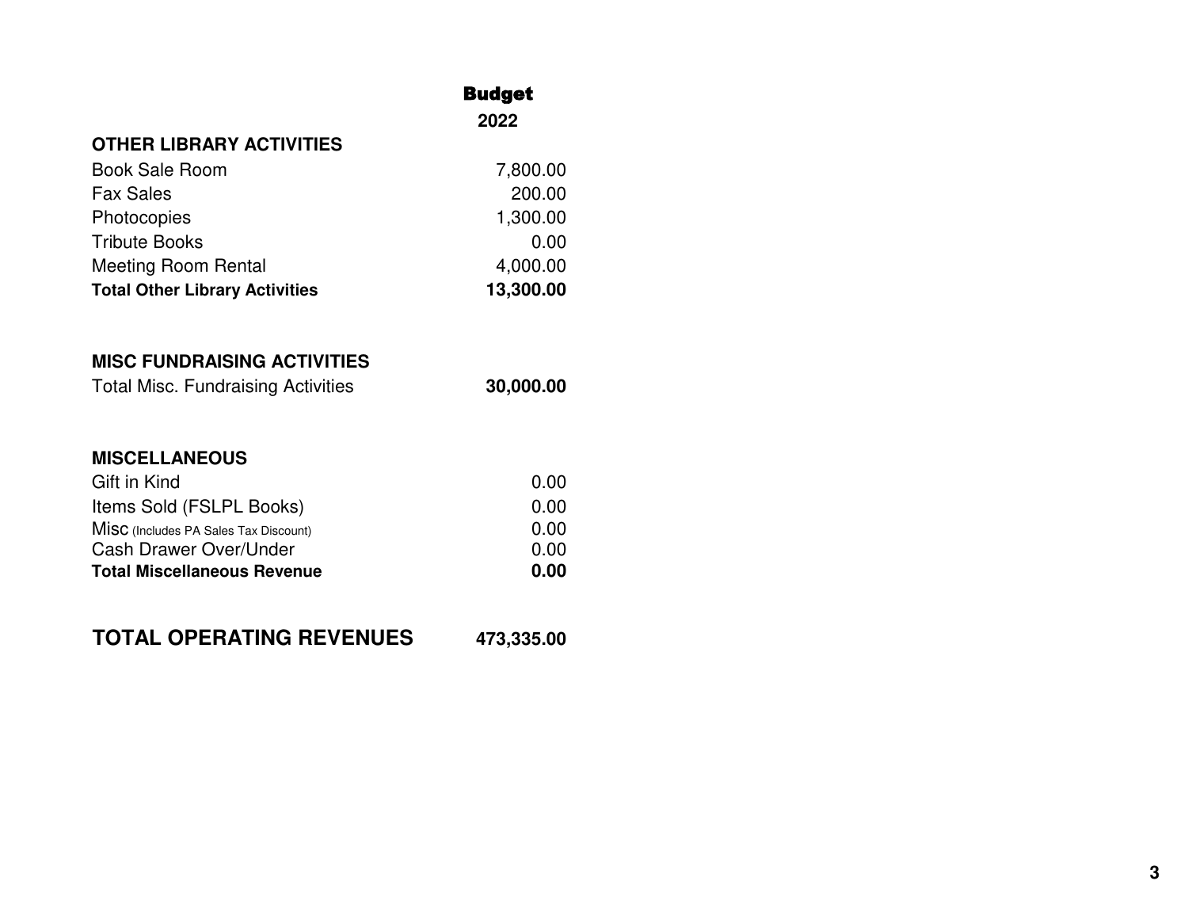| | Budget 2022 |
|---|---|
| **OTHER LIBRARY ACTIVITIES** | |
| Book Sale Room | 7,800.00 |
| Fax Sales | 200.00 |
| Photocopies | 1,300.00 |
| Tribute Books | 0.00 |
| Meeting Room Rental | 4,000.00 |
| **Total Other Library Activities** | **13,300.00** |
| | |
| **MISC FUNDRAISING ACTIVITIES** | |
| Total Misc. Fundraising Activities | **30,000.00** |
| | |
| **MISCELLANEOUS** | |
| Gift in Kind | 0.00 |
| Items Sold (FSLPL Books) | 0.00 |
| Misc (Includes PA Sales Tax Discount) | 0.00 |
| Cash Drawer Over/Under | 0.00 |
| **Total Miscellaneous Revenue** | **0.00** |
| | |
| **TOTAL OPERATING REVENUES** | **473,335.00** |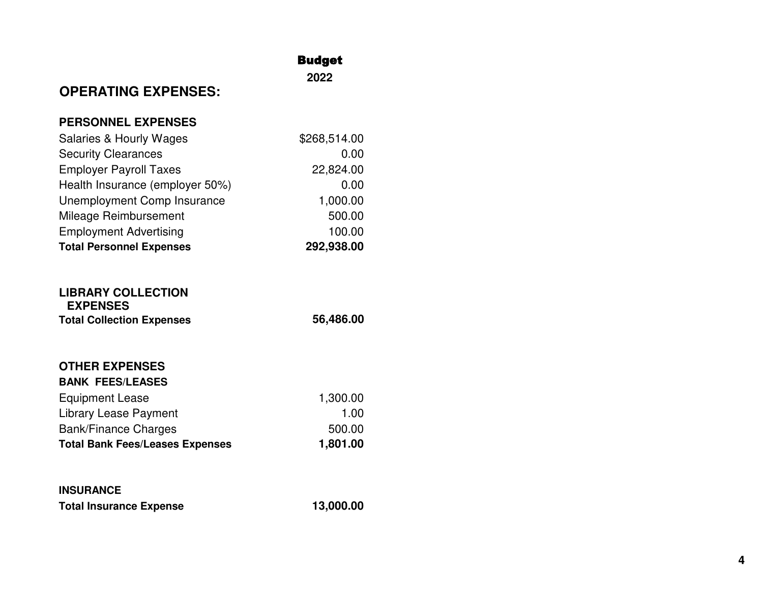| | Budget 2022 |
|---|---|
| **OPERATING EXPENSES:** | |
| | |
| **PERSONNEL EXPENSES** | |
| Salaries & Hourly Wages | $268,514.00 |
| Security Clearances | 0.00 |
| Employer Payroll Taxes | 22,824.00 |
| Health Insurance (employer 50%) | 0.00 |
| Unemployment Comp Insurance | 1,000.00 |
| Mileage Reimbursement | 500.00 |
| Employment Advertising | 100.00 |
| **Total Personnel Expenses** | **292,938.00** |
| | |
| **LIBRARY COLLECTION EXPENSES** | |
| **Total Collection Expenses** | **56,486.00** |
| | |
| **OTHER EXPENSES** | |
| **BANK FEES/LEASES** | |
| Equipment Lease | 1,300.00 |
| Library Lease Payment | 1.00 |
| Bank/Finance Charges | 500.00 |
| **Total Bank Fees/Leases Expenses** | **1,801.00** |
| | |
| **INSURANCE** | |
| **Total Insurance Expense** | **13,000.00** |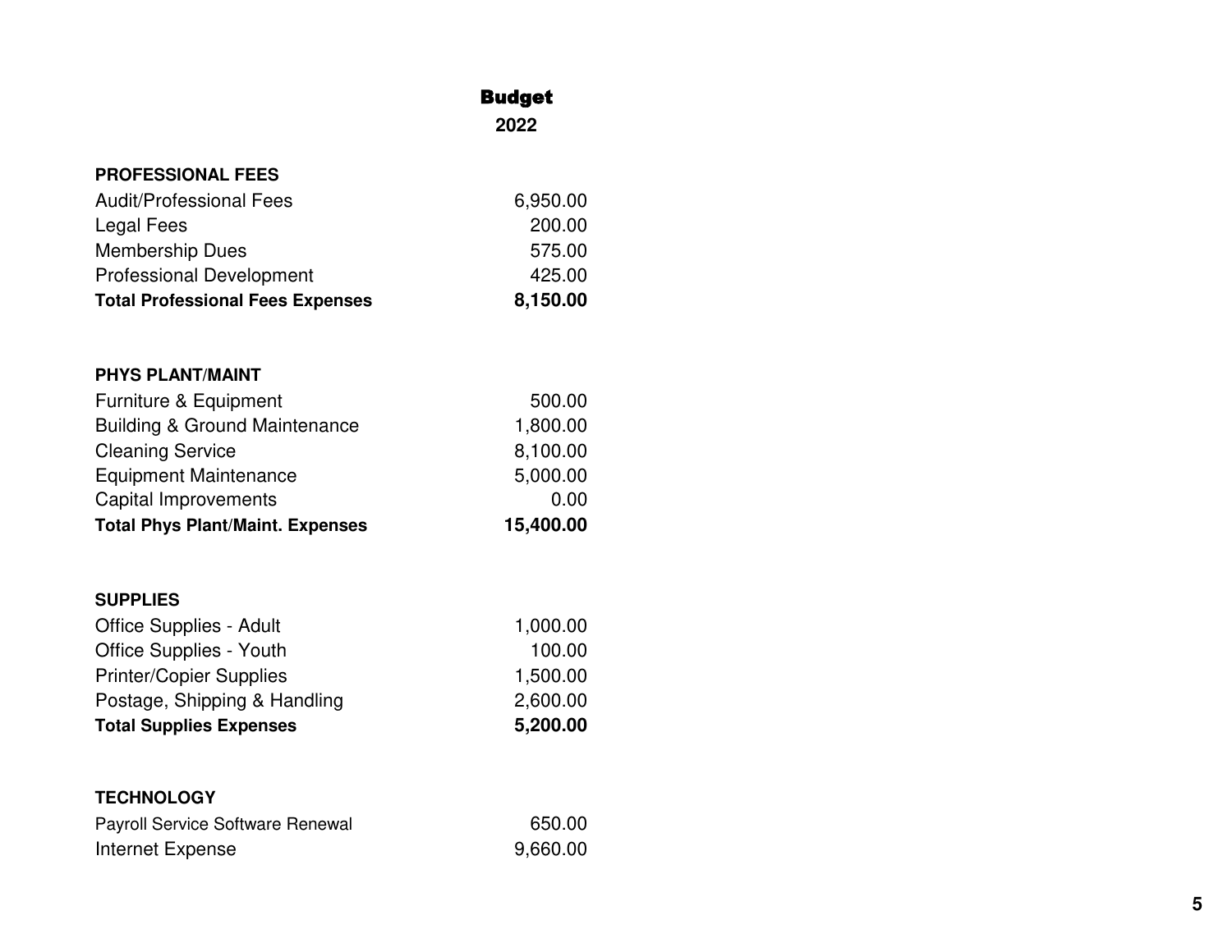| | Budget 2022 |
|---|---|
| **PROFESSIONAL FEES** | |
| Audit/Professional Fees | 6,950.00 |
| Legal Fees | 200.00 |
| Membership Dues | 575.00 |
| Professional Development | 425.00 |
| **Total Professional Fees Expenses** | **8,150.00** |
| | |
| **PHYS PLANT/MAINT** | |
| Furniture & Equipment | 500.00 |
| Building & Ground Maintenance | 1,800.00 |
| Cleaning Service | 8,100.00 |
| Equipment Maintenance | 5,000.00 |
| Capital Improvements | 0.00 |
| **Total Phys Plant/Maint. Expenses** | **15,400.00** |
| | |
| **SUPPLIES** | |
| Office Supplies - Adult | 1,000.00 |
| Office Supplies - Youth | 100.00 |
| Printer/Copier Supplies | 1,500.00 |
| Postage, Shipping & Handling | 2,600.00 |
| **Total Supplies Expenses** | **5,200.00** |
| | |
| **TECHNOLOGY** | |
| Payroll Service Software Renewal | 650.00 |
| Internet Expense | 9,660.00 |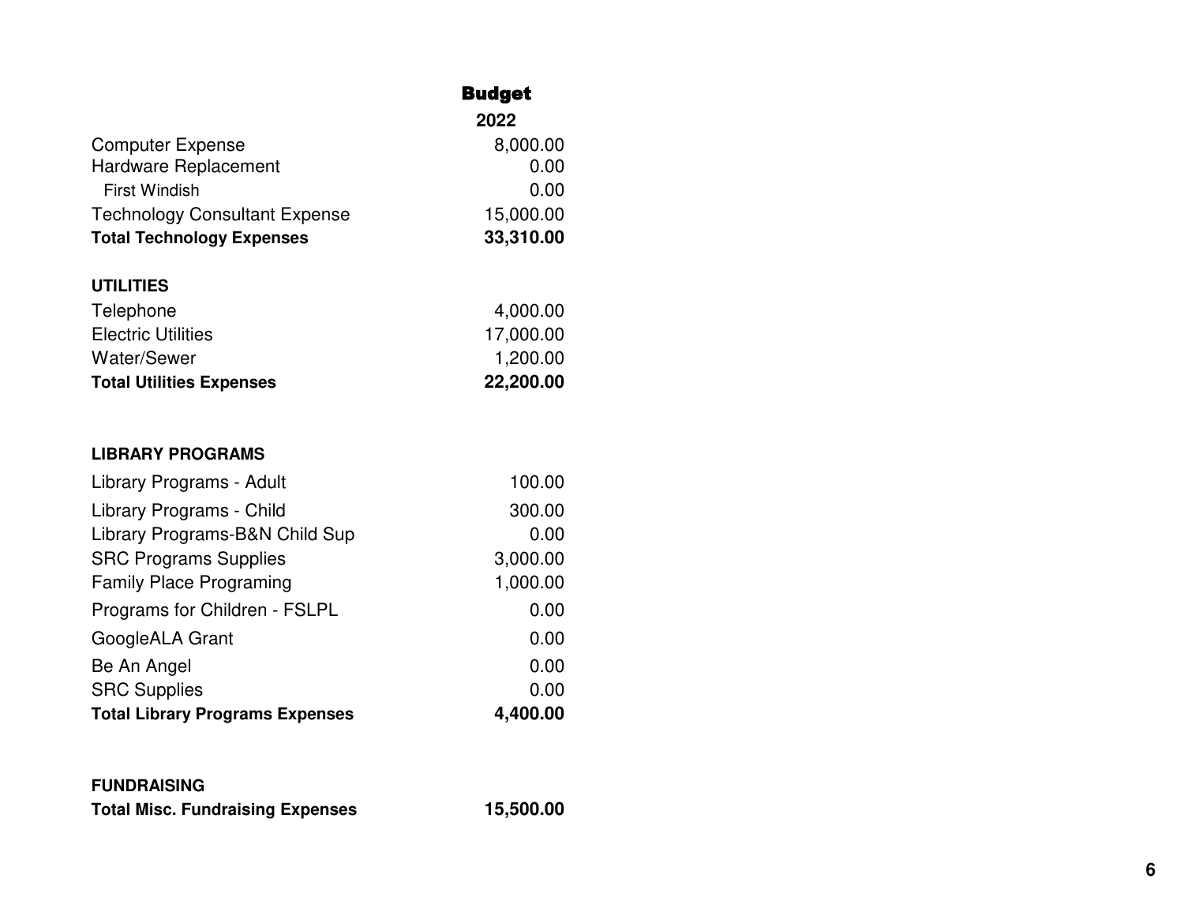| | Budget 2022 |
|---|---|
| Computer Expense | 8,000.00 |
| Hardware Replacement | 0.00 |
| First Windish | 0.00 |
| Technology Consultant Expense | 15,000.00 |
| **Total Technology Expenses** | **33,310.00** |
| | |
| **UTILITIES** | |
| Telephone | 4,000.00 |
| Electric Utilities | 17,000.00 |
| Water/Sewer | 1,200.00 |
| **Total Utilities Expenses** | **22,200.00** |
| | |
| **LIBRARY PROGRAMS** | |
| Library Programs - Adult | 100.00 |
| Library Programs - Child | 300.00 |
| Library Programs-B&N Child Sup | 0.00 |
| SRC Programs Supplies | 3,000.00 |
| Family Place Programing | 1,000.00 |
| Programs for Children - FSLPL | 0.00 |
| GoogleALA Grant | 0.00 |
| Be An Angel | 0.00 |
| SRC Supplies | 0.00 |
| **Total Library Programs Expenses** | **4,400.00** |
| | |
| **FUNDRAISING** | |
| **Total Misc. Fundraising Expenses** | **15,500.00** |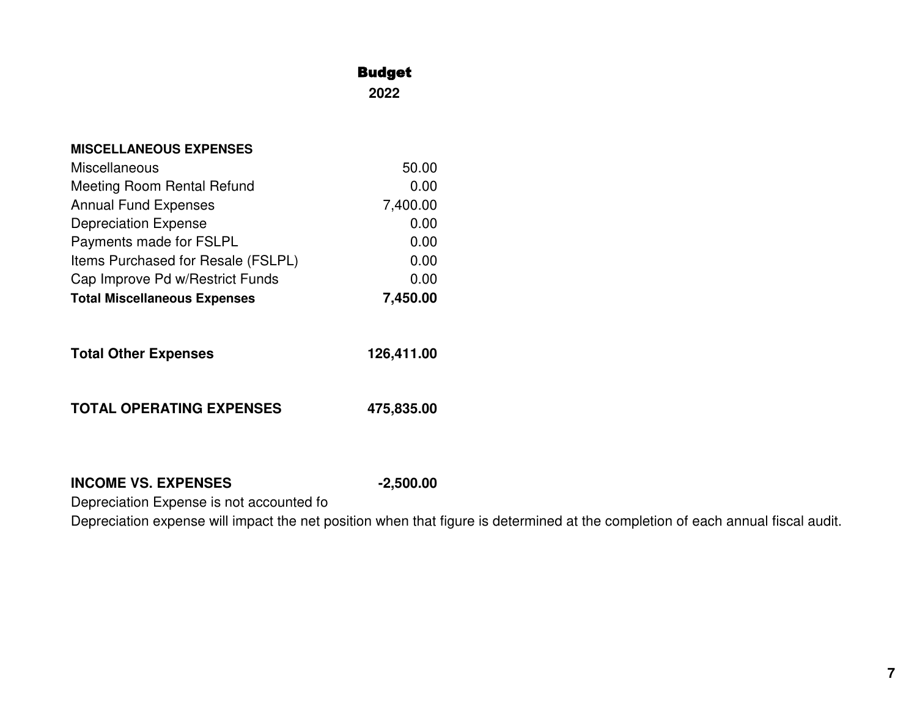| | Budget 2022 |
|---|---|
| **MISCELLANEOUS EXPENSES** | |
| Miscellaneous | 50.00 |
| Meeting Room Rental Refund | 0.00 |
| Annual Fund Expenses | 7,400.00 |
| Depreciation Expense | 0.00 |
| Payments made for FSLPL | 0.00 |
| Items Purchased for Resale (FSLPL) | 0.00 |
| Cap Improve Pd w/Restrict Funds | 0.00 |
| **Total Miscellaneous Expenses** | **7,450.00** |
| | |
| **Total Other Expenses** | **126,411.00** |
| | |
| **TOTAL OPERATING EXPENSES** | **475,835.00** |
| | |
| **INCOME VS. EXPENSES** | **-2,500.00** |

Depreciation Expense is not accounted fo

Depreciation expense will impact the net position when that figure is determined at the completion of each annual fiscal audit.